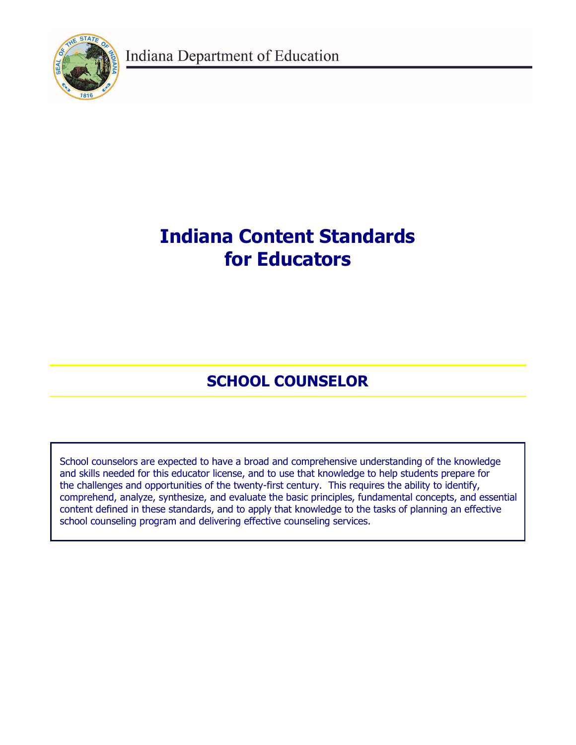Indiana Department of Education

# Indiana Content Standards for Educators

## SCHOOL COUNSELOR

School counselors are expected to have a broad and comprehensive understanding of the knowledge and skills needed for this educator license, and to use that knowledge to help students prepare for the challenges and opportunities of the twenty-first century. This requires the ability to identify, comprehend, analyze, synthesize, and evaluate the basic principles, fundamental concepts, and essential content defined in these standards, and to apply that knowledge to the tasks of planning an effective school counseling program and delivering effective counseling services.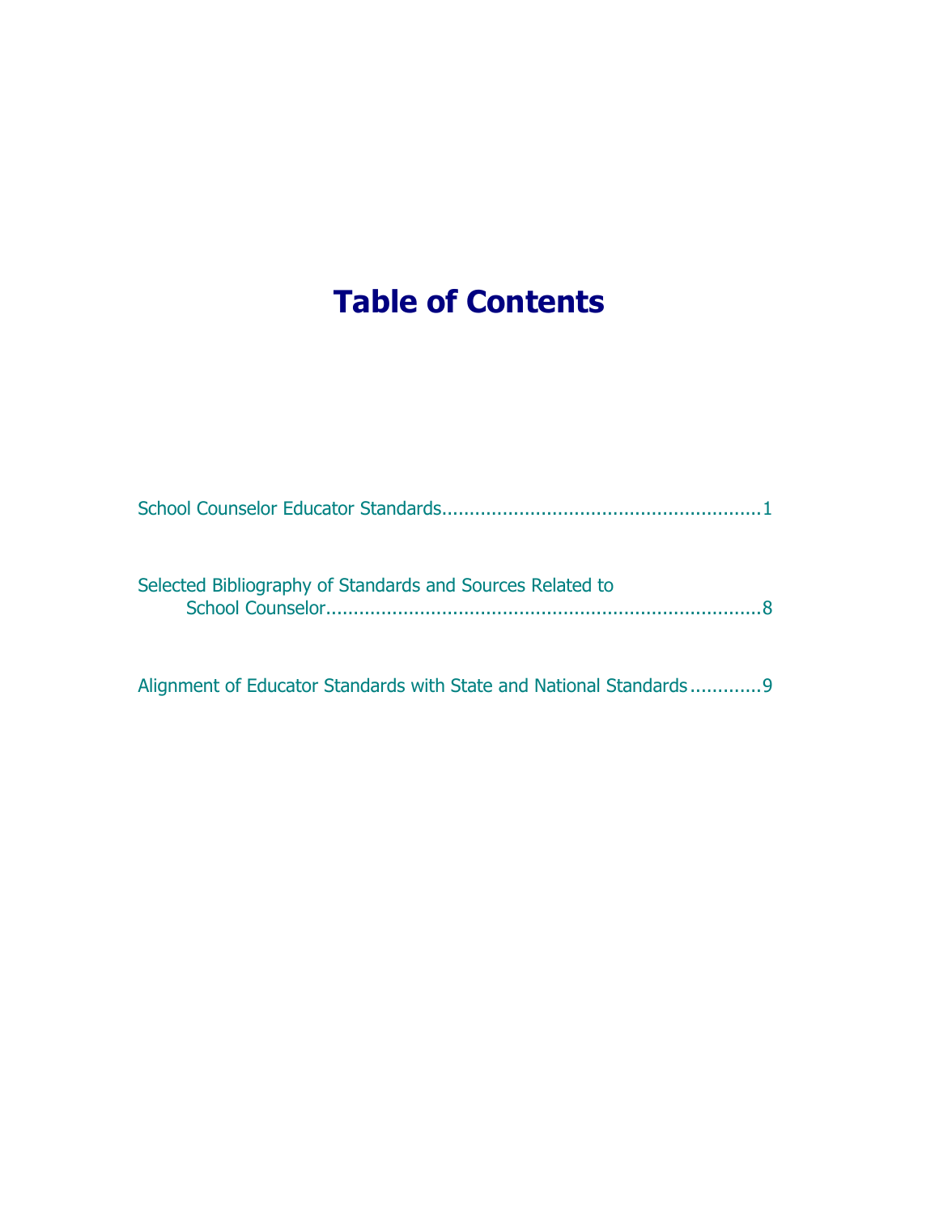# Table of Contents

School Counselor Educator Standards........................................................1

Selected Bibliography of Standards and Sources Related to School Counselor...............................................................................8

Alignment of Educator Standards with State and National Standards.............9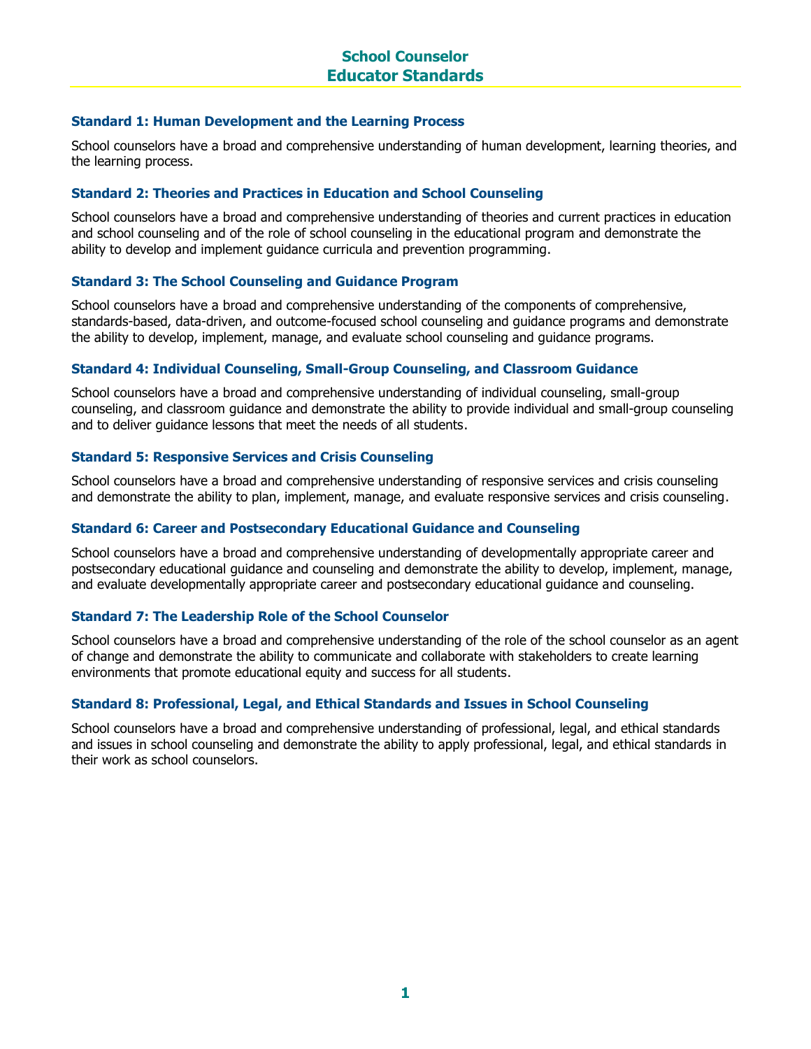# School Counselor
# Educator Standards

### Standard 1: Human Development and the Learning Process

School counselors have a broad and comprehensive understanding of human development, learning theories, and the learning process.

### Standard 2: Theories and Practices in Education and School Counseling

School counselors have a broad and comprehensive understanding of theories and current practices in education and school counseling and of the role of school counseling in the educational program and demonstrate the ability to develop and implement guidance curricula and prevention programming.

### Standard 3: The School Counseling and Guidance Program

School counselors have a broad and comprehensive understanding of the components of comprehensive, standards-based, data-driven, and outcome-focused school counseling and guidance programs and demonstrate the ability to develop, implement, manage, and evaluate school counseling and guidance programs.

### Standard 4: Individual Counseling, Small-Group Counseling, and Classroom Guidance

School counselors have a broad and comprehensive understanding of individual counseling, small-group counseling, and classroom guidance and demonstrate the ability to provide individual and small-group counseling and to deliver guidance lessons that meet the needs of all students.

### Standard 5: Responsive Services and Crisis Counseling

School counselors have a broad and comprehensive understanding of responsive services and crisis counseling and demonstrate the ability to plan, implement, manage, and evaluate responsive services and crisis counseling.

### Standard 6: Career and Postsecondary Educational Guidance and Counseling

School counselors have a broad and comprehensive understanding of developmentally appropriate career and postsecondary educational guidance and counseling and demonstrate the ability to develop, implement, manage, and evaluate developmentally appropriate career and postsecondary educational guidance and counseling.

### Standard 7: The Leadership Role of the School Counselor

School counselors have a broad and comprehensive understanding of the role of the school counselor as an agent of change and demonstrate the ability to communicate and collaborate with stakeholders to create learning environments that promote educational equity and success for all students.

### Standard 8: Professional, Legal, and Ethical Standards and Issues in School Counseling

School counselors have a broad and comprehensive understanding of professional, legal, and ethical standards and issues in school counseling and demonstrate the ability to apply professional, legal, and ethical standards in their work as school counselors.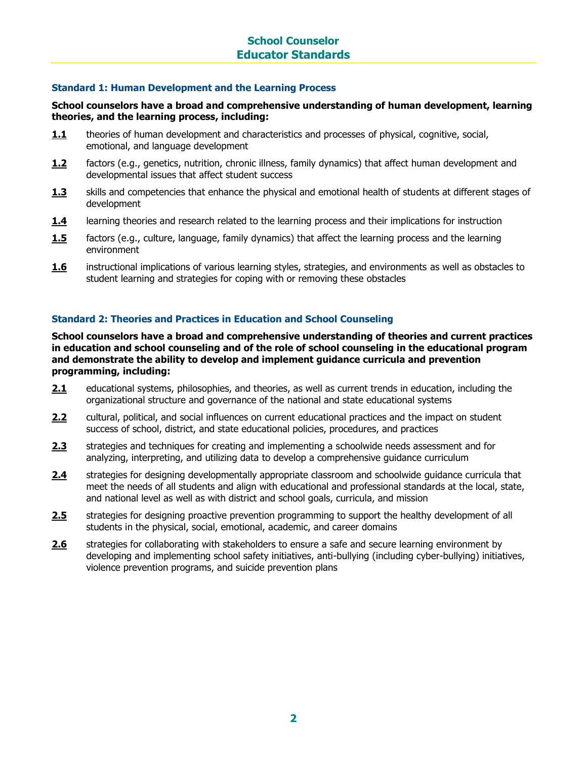# School Counselor Educator Standards

## Standard 1: Human Development and the Learning Process

**School counselors have a broad and comprehensive understanding of human development, learning theories, and the learning process, including:**

**1.1** theories of human development and characteristics and processes of physical, cognitive, social, emotional, and language development

**1.2** factors (e.g., genetics, nutrition, chronic illness, family dynamics) that affect human development and developmental issues that affect student success

**1.3** skills and competencies that enhance the physical and emotional health of students at different stages of development

**1.4** learning theories and research related to the learning process and their implications for instruction

**1.5** factors (e.g., culture, language, family dynamics) that affect the learning process and the learning environment

**1.6** instructional implications of various learning styles, strategies, and environments as well as obstacles to student learning and strategies for coping with or removing these obstacles

## Standard 2: Theories and Practices in Education and School Counseling

**School counselors have a broad and comprehensive understanding of theories and current practices in education and school counseling and of the role of school counseling in the educational program and demonstrate the ability to develop and implement guidance curricula and prevention programming, including:**

**2.1** educational systems, philosophies, and theories, as well as current trends in education, including the organizational structure and governance of the national and state educational systems

**2.2** cultural, political, and social influences on current educational practices and the impact on student success of school, district, and state educational policies, procedures, and practices

**2.3** strategies and techniques for creating and implementing a schoolwide needs assessment and for analyzing, interpreting, and utilizing data to develop a comprehensive guidance curriculum

**2.4** strategies for designing developmentally appropriate classroom and schoolwide guidance curricula that meet the needs of all students and align with educational and professional standards at the local, state, and national level as well as with district and school goals, curricula, and mission

**2.5** strategies for designing proactive prevention programming to support the healthy development of all students in the physical, social, emotional, academic, and career domains

**2.6** strategies for collaborating with stakeholders to ensure a safe and secure learning environment by developing and implementing school safety initiatives, anti-bullying (including cyber-bullying) initiatives, violence prevention programs, and suicide prevention plans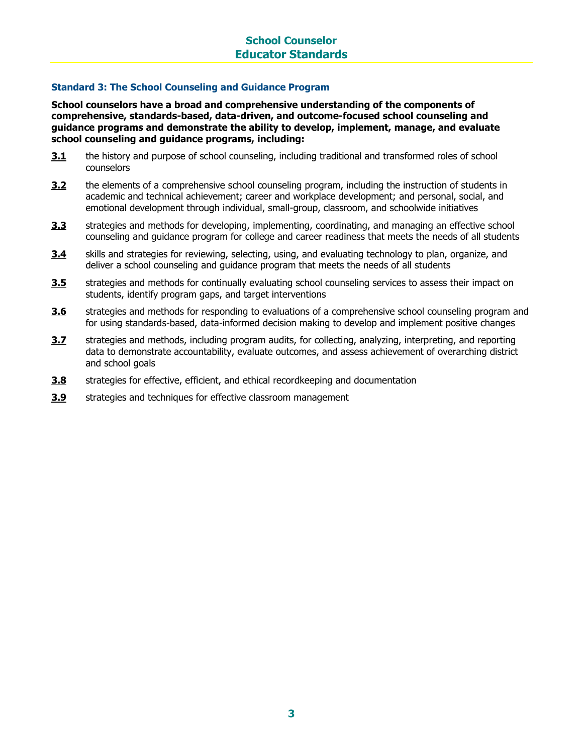## Standard 3: The School Counseling and Guidance Program

**School counselors have a broad and comprehensive understanding of the components of comprehensive, standards-based, data-driven, and outcome-focused school counseling and guidance programs and demonstrate the ability to develop, implement, manage, and evaluate school counseling and guidance programs, including:**

- **3.1** the history and purpose of school counseling, including traditional and transformed roles of school counselors
- **3.2** the elements of a comprehensive school counseling program, including the instruction of students in academic and technical achievement; career and workplace development; and personal, social, and emotional development through individual, small-group, classroom, and schoolwide initiatives
- **3.3** strategies and methods for developing, implementing, coordinating, and managing an effective school counseling and guidance program for college and career readiness that meets the needs of all students
- **3.4** skills and strategies for reviewing, selecting, using, and evaluating technology to plan, organize, and deliver a school counseling and guidance program that meets the needs of all students
- **3.5** strategies and methods for continually evaluating school counseling services to assess their impact on students, identify program gaps, and target interventions
- **3.6** strategies and methods for responding to evaluations of a comprehensive school counseling program and for using standards-based, data-informed decision making to develop and implement positive changes
- **3.7** strategies and methods, including program audits, for collecting, analyzing, interpreting, and reporting data to demonstrate accountability, evaluate outcomes, and assess achievement of overarching district and school goals
- **3.8** strategies for effective, efficient, and ethical recordkeeping and documentation
- **3.9** strategies and techniques for effective classroom management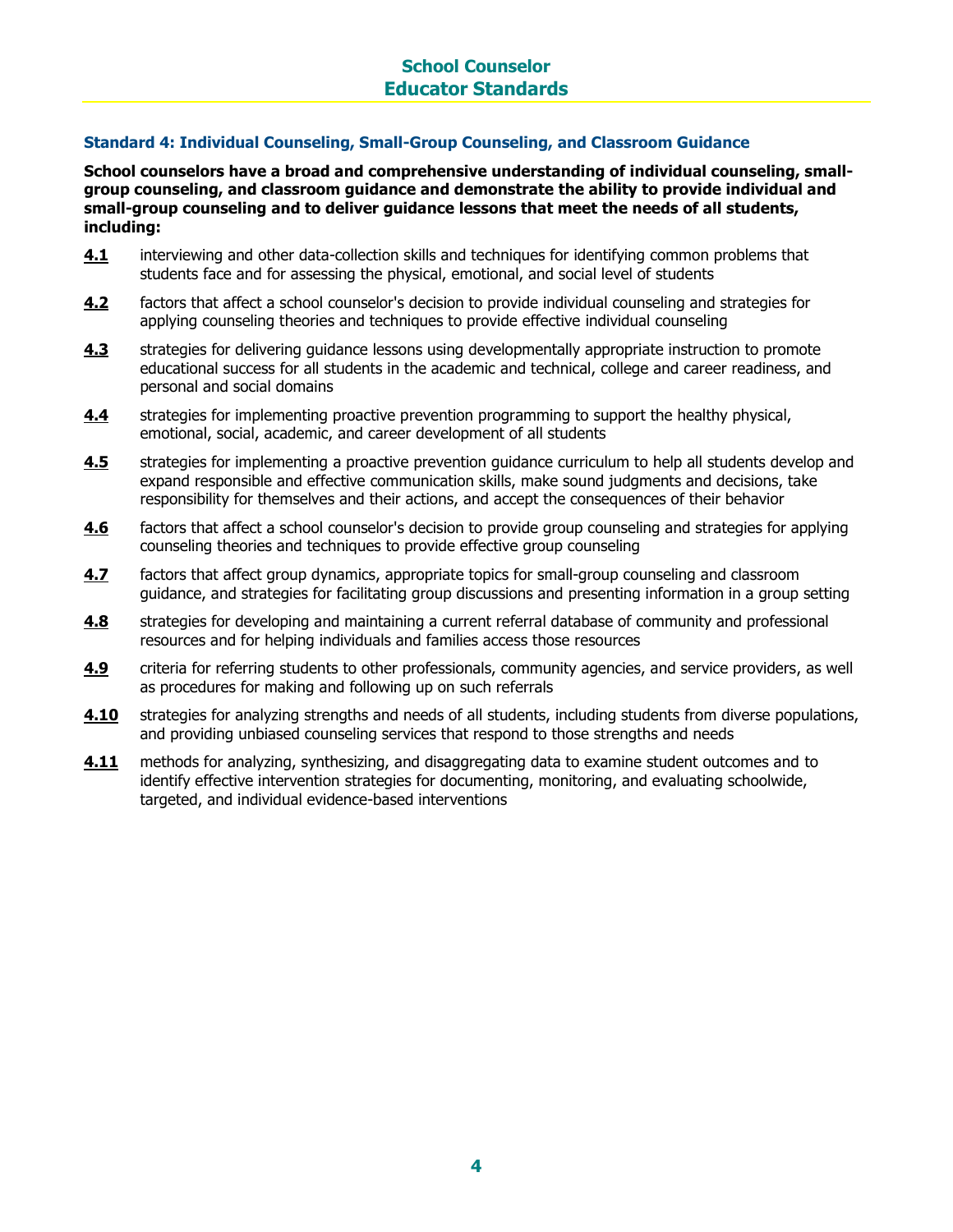## Standard 4: Individual Counseling, Small-Group Counseling, and Classroom Guidance

**School counselors have a broad and comprehensive understanding of individual counseling, small-group counseling, and classroom guidance and demonstrate the ability to provide individual and small-group counseling and to deliver guidance lessons that meet the needs of all students, including:**

**4.1** interviewing and other data-collection skills and techniques for identifying common problems that students face and for assessing the physical, emotional, and social level of students

**4.2** factors that affect a school counselor's decision to provide individual counseling and strategies for applying counseling theories and techniques to provide effective individual counseling

**4.3** strategies for delivering guidance lessons using developmentally appropriate instruction to promote educational success for all students in the academic and technical, college and career readiness, and personal and social domains

**4.4** strategies for implementing proactive prevention programming to support the healthy physical, emotional, social, academic, and career development of all students

**4.5** strategies for implementing a proactive prevention guidance curriculum to help all students develop and expand responsible and effective communication skills, make sound judgments and decisions, take responsibility for themselves and their actions, and accept the consequences of their behavior

**4.6** factors that affect a school counselor's decision to provide group counseling and strategies for applying counseling theories and techniques to provide effective group counseling

**4.7** factors that affect group dynamics, appropriate topics for small-group counseling and classroom guidance, and strategies for facilitating group discussions and presenting information in a group setting

**4.8** strategies for developing and maintaining a current referral database of community and professional resources and for helping individuals and families access those resources

**4.9** criteria for referring students to other professionals, community agencies, and service providers, as well as procedures for making and following up on such referrals

**4.10** strategies for analyzing strengths and needs of all students, including students from diverse populations, and providing unbiased counseling services that respond to those strengths and needs

**4.11** methods for analyzing, synthesizing, and disaggregating data to examine student outcomes and to identify effective intervention strategies for documenting, monitoring, and evaluating schoolwide, targeted, and individual evidence-based interventions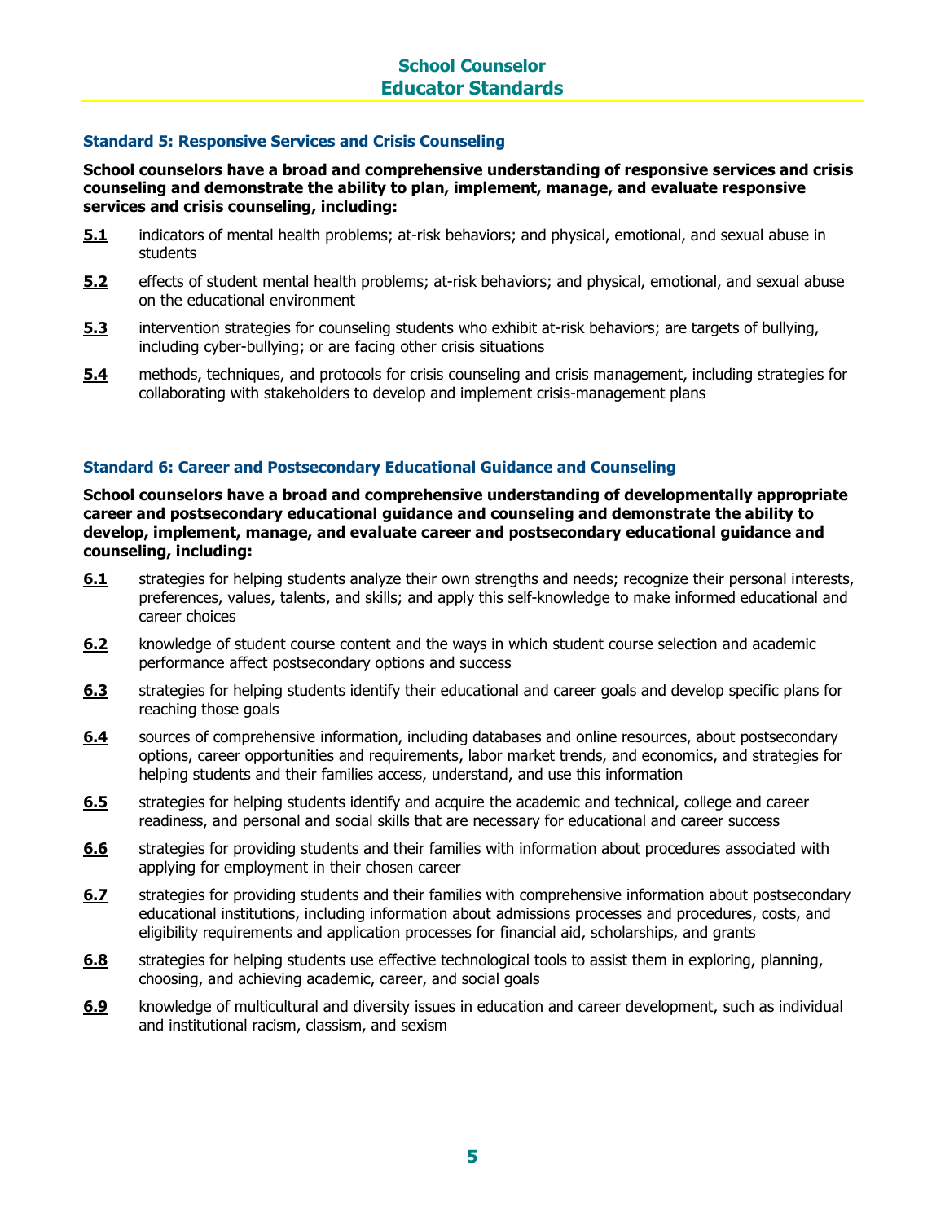### Standard 5: Responsive Services and Crisis Counseling

**School counselors have a broad and comprehensive understanding of responsive services and crisis counseling and demonstrate the ability to plan, implement, manage, and evaluate responsive services and crisis counseling, including:**

**5.1** indicators of mental health problems; at-risk behaviors; and physical, emotional, and sexual abuse in students

**5.2** effects of student mental health problems; at-risk behaviors; and physical, emotional, and sexual abuse on the educational environment

**5.3** intervention strategies for counseling students who exhibit at-risk behaviors; are targets of bullying, including cyber-bullying; or are facing other crisis situations

**5.4** methods, techniques, and protocols for crisis counseling and crisis management, including strategies for collaborating with stakeholders to develop and implement crisis-management plans

### Standard 6: Career and Postsecondary Educational Guidance and Counseling

**School counselors have a broad and comprehensive understanding of developmentally appropriate career and postsecondary educational guidance and counseling and demonstrate the ability to develop, implement, manage, and evaluate career and postsecondary educational guidance and counseling, including:**

**6.1** strategies for helping students analyze their own strengths and needs; recognize their personal interests, preferences, values, talents, and skills; and apply this self-knowledge to make informed educational and career choices

**6.2** knowledge of student course content and the ways in which student course selection and academic performance affect postsecondary options and success

**6.3** strategies for helping students identify their educational and career goals and develop specific plans for reaching those goals

**6.4** sources of comprehensive information, including databases and online resources, about postsecondary options, career opportunities and requirements, labor market trends, and economics, and strategies for helping students and their families access, understand, and use this information

**6.5** strategies for helping students identify and acquire the academic and technical, college and career readiness, and personal and social skills that are necessary for educational and career success

**6.6** strategies for providing students and their families with information about procedures associated with applying for employment in their chosen career

**6.7** strategies for providing students and their families with comprehensive information about postsecondary educational institutions, including information about admissions processes and procedures, costs, and eligibility requirements and application processes for financial aid, scholarships, and grants

**6.8** strategies for helping students use effective technological tools to assist them in exploring, planning, choosing, and achieving academic, career, and social goals

**6.9** knowledge of multicultural and diversity issues in education and career development, such as individual and institutional racism, classism, and sexism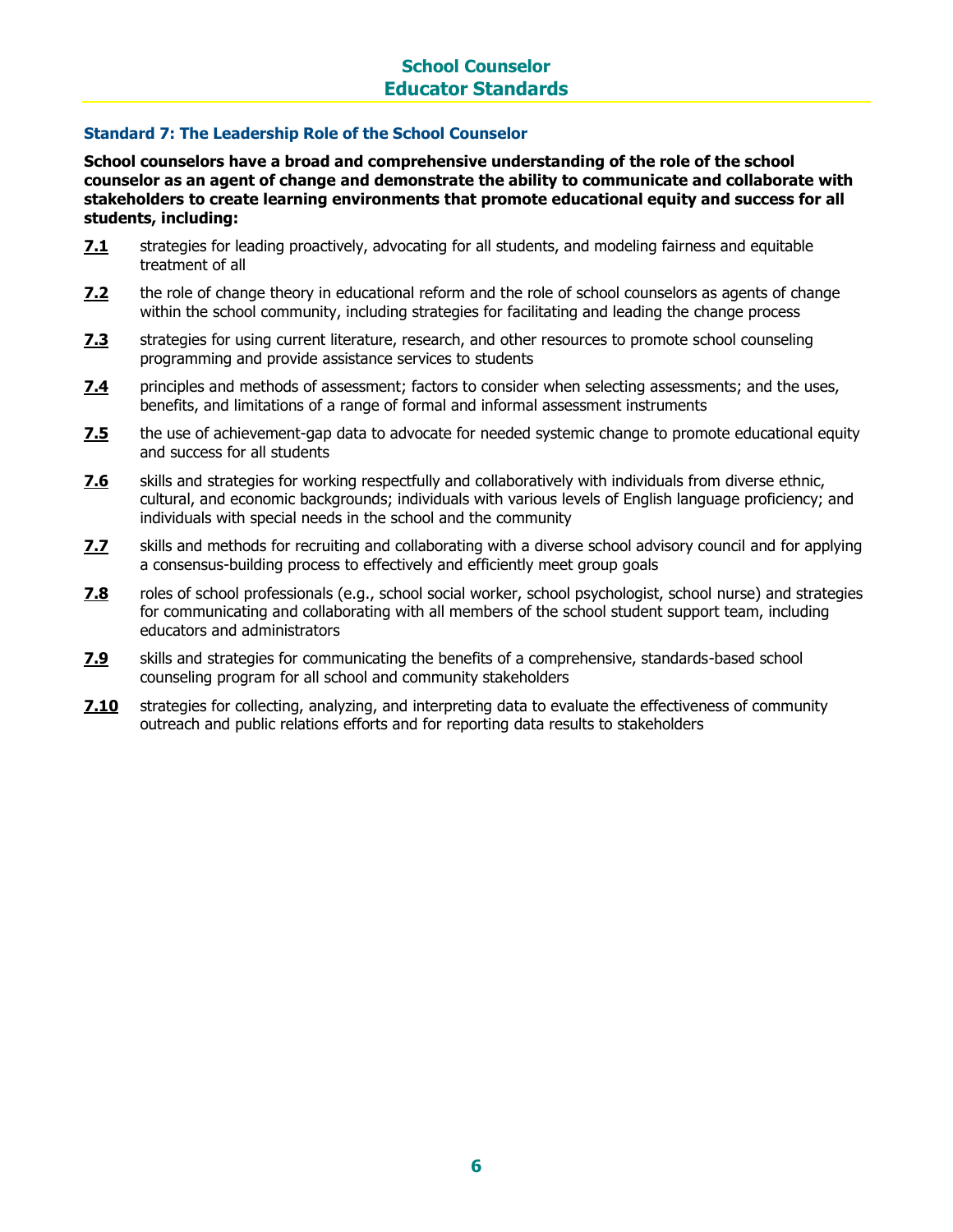### Standard 7: The Leadership Role of the School Counselor

**School counselors have a broad and comprehensive understanding of the role of the school counselor as an agent of change and demonstrate the ability to communicate and collaborate with stakeholders to create learning environments that promote educational equity and success for all students, including:**

**7.1** strategies for leading proactively, advocating for all students, and modeling fairness and equitable treatment of all

**7.2** the role of change theory in educational reform and the role of school counselors as agents of change within the school community, including strategies for facilitating and leading the change process

**7.3** strategies for using current literature, research, and other resources to promote school counseling programming and provide assistance services to students

**7.4** principles and methods of assessment; factors to consider when selecting assessments; and the uses, benefits, and limitations of a range of formal and informal assessment instruments

**7.5** the use of achievement-gap data to advocate for needed systemic change to promote educational equity and success for all students

**7.6** skills and strategies for working respectfully and collaboratively with individuals from diverse ethnic, cultural, and economic backgrounds; individuals with various levels of English language proficiency; and individuals with special needs in the school and the community

**7.7** skills and methods for recruiting and collaborating with a diverse school advisory council and for applying a consensus-building process to effectively and efficiently meet group goals

**7.8** roles of school professionals (e.g., school social worker, school psychologist, school nurse) and strategies for communicating and collaborating with all members of the school student support team, including educators and administrators

**7.9** skills and strategies for communicating the benefits of a comprehensive, standards-based school counseling program for all school and community stakeholders

**7.10** strategies for collecting, analyzing, and interpreting data to evaluate the effectiveness of community outreach and public relations efforts and for reporting data results to stakeholders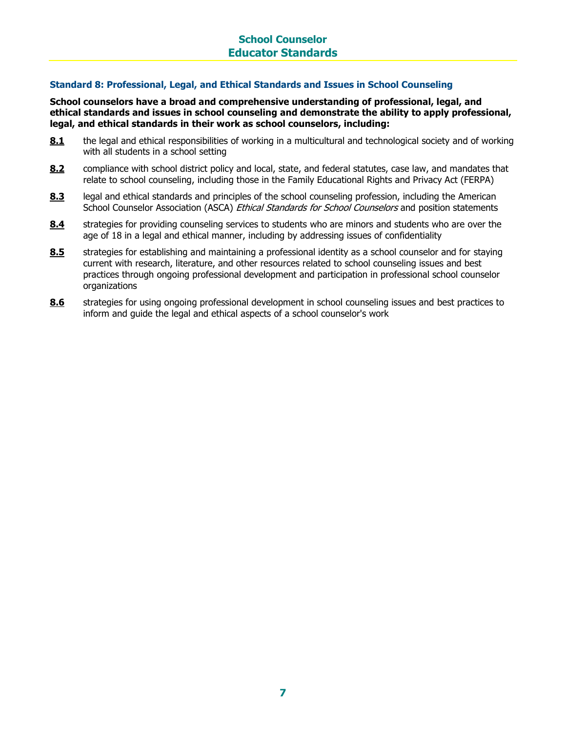### Standard 8: Professional, Legal, and Ethical Standards and Issues in School Counseling

**School counselors have a broad and comprehensive understanding of professional, legal, and ethical standards and issues in school counseling and demonstrate the ability to apply professional, legal, and ethical standards in their work as school counselors, including:**

**8.1** the legal and ethical responsibilities of working in a multicultural and technological society and of working with all students in a school setting

**8.2** compliance with school district policy and local, state, and federal statutes, case law, and mandates that relate to school counseling, including those in the Family Educational Rights and Privacy Act (FERPA)

**8.3** legal and ethical standards and principles of the school counseling profession, including the American School Counselor Association (ASCA) *Ethical Standards for School Counselors* and position statements

**8.4** strategies for providing counseling services to students who are minors and students who are over the age of 18 in a legal and ethical manner, including by addressing issues of confidentiality

**8.5** strategies for establishing and maintaining a professional identity as a school counselor and for staying current with research, literature, and other resources related to school counseling issues and best practices through ongoing professional development and participation in professional school counselor organizations

**8.6** strategies for using ongoing professional development in school counseling issues and best practices to inform and guide the legal and ethical aspects of a school counselor's work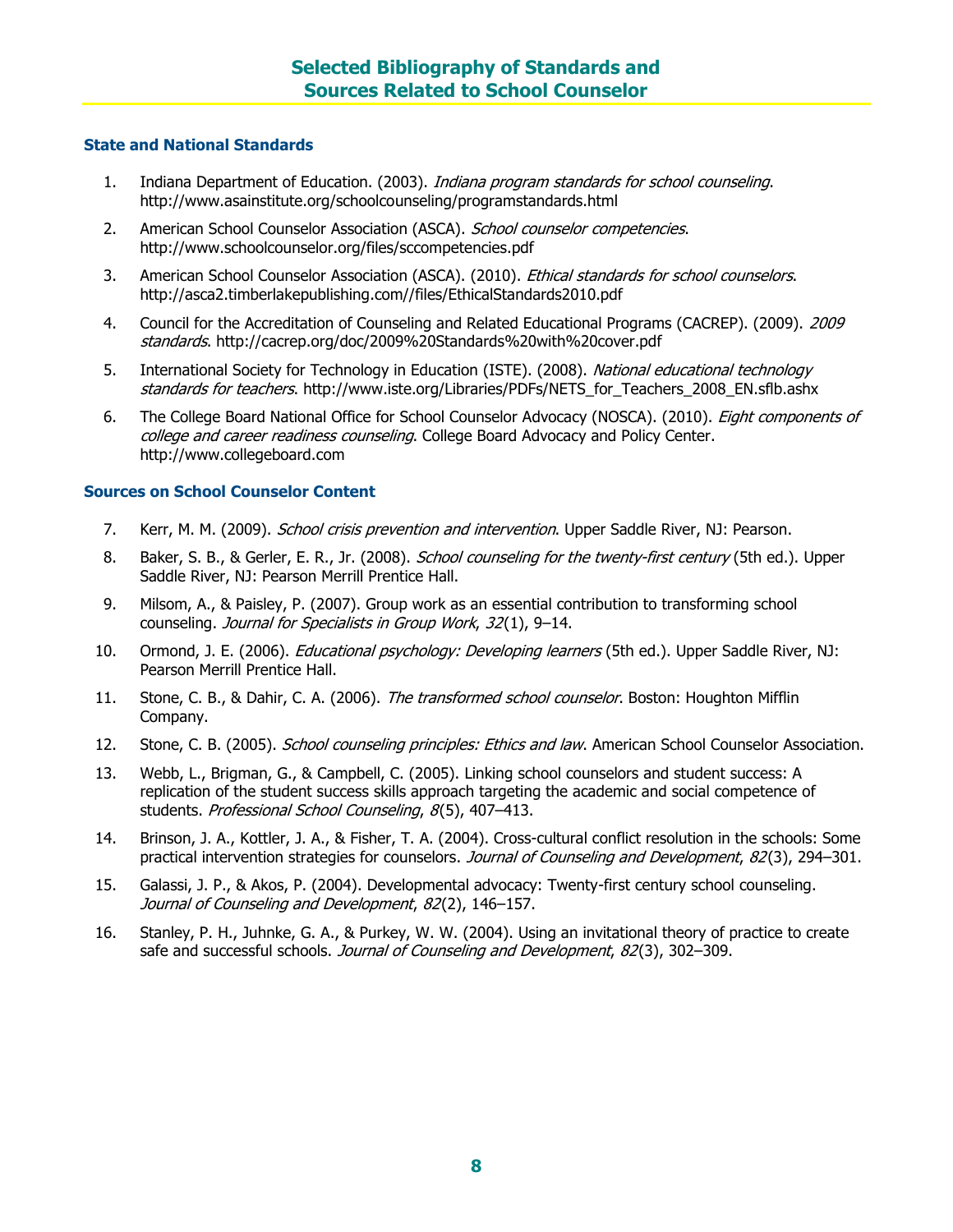# Selected Bibliography of Standards and Sources Related to School Counselor

## State and National Standards

1. Indiana Department of Education. (2003). *Indiana program standards for school counseling*. http://www.asainstitute.org/schoolcounseling/programstandards.html
2. American School Counselor Association (ASCA). *School counselor competencies*. http://www.schoolcounselor.org/files/sccompetencies.pdf
3. American School Counselor Association (ASCA). (2010). *Ethical standards for school counselors*. http://asca2.timberlakepublishing.com//files/EthicalStandards2010.pdf
4. Council for the Accreditation of Counseling and Related Educational Programs (CACREP). (2009). *2009 standards*. http://cacrep.org/doc/2009%20Standards%20with%20cover.pdf
5. International Society for Technology in Education (ISTE). (2008). *National educational technology standards for teachers*. http://www.iste.org/Libraries/PDFs/NETS_for_Teachers_2008_EN.sflb.ashx
6. The College Board National Office for School Counselor Advocacy (NOSCA). (2010). *Eight components of college and career readiness counseling*. College Board Advocacy and Policy Center. http://www.collegeboard.com

## Sources on School Counselor Content

7. Kerr, M. M. (2009). *School crisis prevention and intervention*. Upper Saddle River, NJ: Pearson.
8. Baker, S. B., & Gerler, E. R., Jr. (2008). *School counseling for the twenty-first century* (5th ed.). Upper Saddle River, NJ: Pearson Merrill Prentice Hall.
9. Milsom, A., & Paisley, P. (2007). Group work as an essential contribution to transforming school counseling. *Journal for Specialists in Group Work*, *32*(1), 9–14.
10. Ormond, J. E. (2006). *Educational psychology: Developing learners* (5th ed.). Upper Saddle River, NJ: Pearson Merrill Prentice Hall.
11. Stone, C. B., & Dahir, C. A. (2006). *The transformed school counselor*. Boston: Houghton Mifflin Company.
12. Stone, C. B. (2005). *School counseling principles: Ethics and law*. American School Counselor Association.
13. Webb, L., Brigman, G., & Campbell, C. (2005). Linking school counselors and student success: A replication of the student success skills approach targeting the academic and social competence of students. *Professional School Counseling*, *8*(5), 407–413.
14. Brinson, J. A., Kottler, J. A., & Fisher, T. A. (2004). Cross-cultural conflict resolution in the schools: Some practical intervention strategies for counselors. *Journal of Counseling and Development*, *82*(3), 294–301.
15. Galassi, J. P., & Akos, P. (2004). Developmental advocacy: Twenty-first century school counseling. *Journal of Counseling and Development*, *82*(2), 146–157.
16. Stanley, P. H., Juhnke, G. A., & Purkey, W. W. (2004). Using an invitational theory of practice to create safe and successful schools. *Journal of Counseling and Development*, *82*(3), 302–309.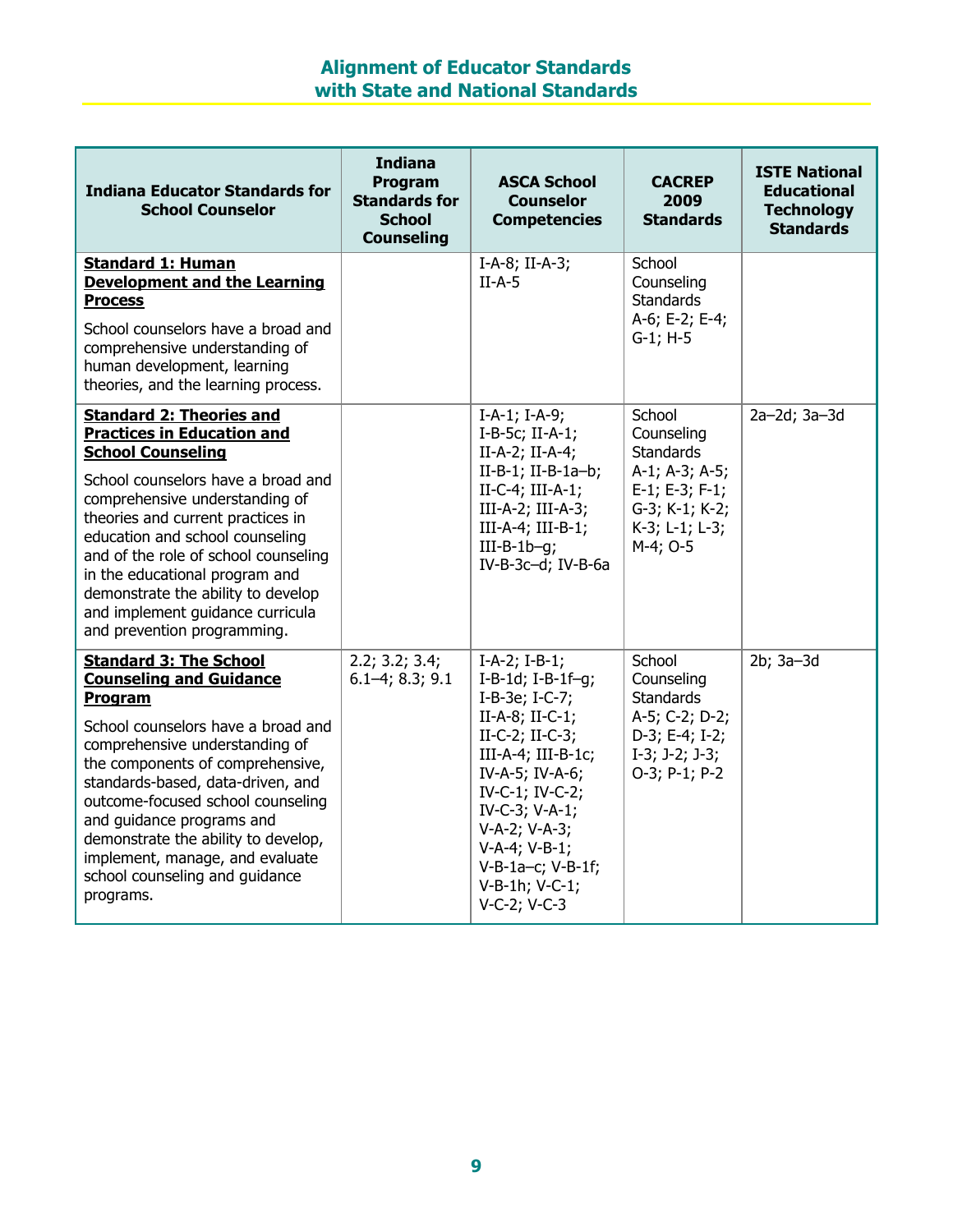## Alignment of Educator Standards with State and National Standards

| Indiana Educator Standards for School Counselor | Indiana Program Standards for School Counseling | ASCA School Counselor Competencies | CACREP 2009 Standards | ISTE National Educational Technology Standards |
|---|---|---|---|---|
| **Standard 1: Human Development and the Learning Process**<br>School counselors have a broad and comprehensive understanding of human development, learning theories, and the learning process. | | I-A-8; II-A-3; II-A-5 | School Counseling Standards A-6; E-2; E-4; G-1; H-5 | |
| **Standard 2: Theories and Practices in Education and School Counseling**<br>School counselors have a broad and comprehensive understanding of theories and current practices in education and school counseling and of the role of school counseling in the educational program and demonstrate the ability to develop and implement guidance curricula and prevention programming. | | I-A-1; I-A-9; I-B-5c; II-A-1; II-A-2; II-A-4; II-B-1; II-B-1a–b; II-C-4; III-A-1; III-A-2; III-A-3; III-A-4; III-B-1; III-B-1b–g; IV-B-3c–d; IV-B-6a | School Counseling Standards A-1; A-3; A-5; E-1; E-3; F-1; G-3; K-1; K-2; K-3; L-1; L-3; M-4; O-5 | 2a–2d; 3a–3d |
| **Standard 3: The School Counseling and Guidance Program**<br>School counselors have a broad and comprehensive understanding of the components of comprehensive, standards-based, data-driven, and outcome-focused school counseling and guidance programs and demonstrate the ability to develop, implement, manage, and evaluate school counseling and guidance programs. | 2.2; 3.2; 3.4; 6.1–4; 8.3; 9.1 | I-A-2; I-B-1; I-B-1d; I-B-1f–g; I-B-3e; I-C-7; II-A-8; II-C-1; II-C-2; II-C-3; III-A-4; III-B-1c; IV-A-5; IV-A-6; IV-C-1; IV-C-2; IV-C-3; V-A-1; V-A-2; V-A-3; V-A-4; V-B-1; V-B-1a–c; V-B-1f; V-B-1h; V-C-1; V-C-2; V-C-3 | School Counseling Standards A-5; C-2; D-2; D-3; E-4; I-2; I-3; J-2; J-3; O-3; P-1; P-2 | 2b; 3a–3d |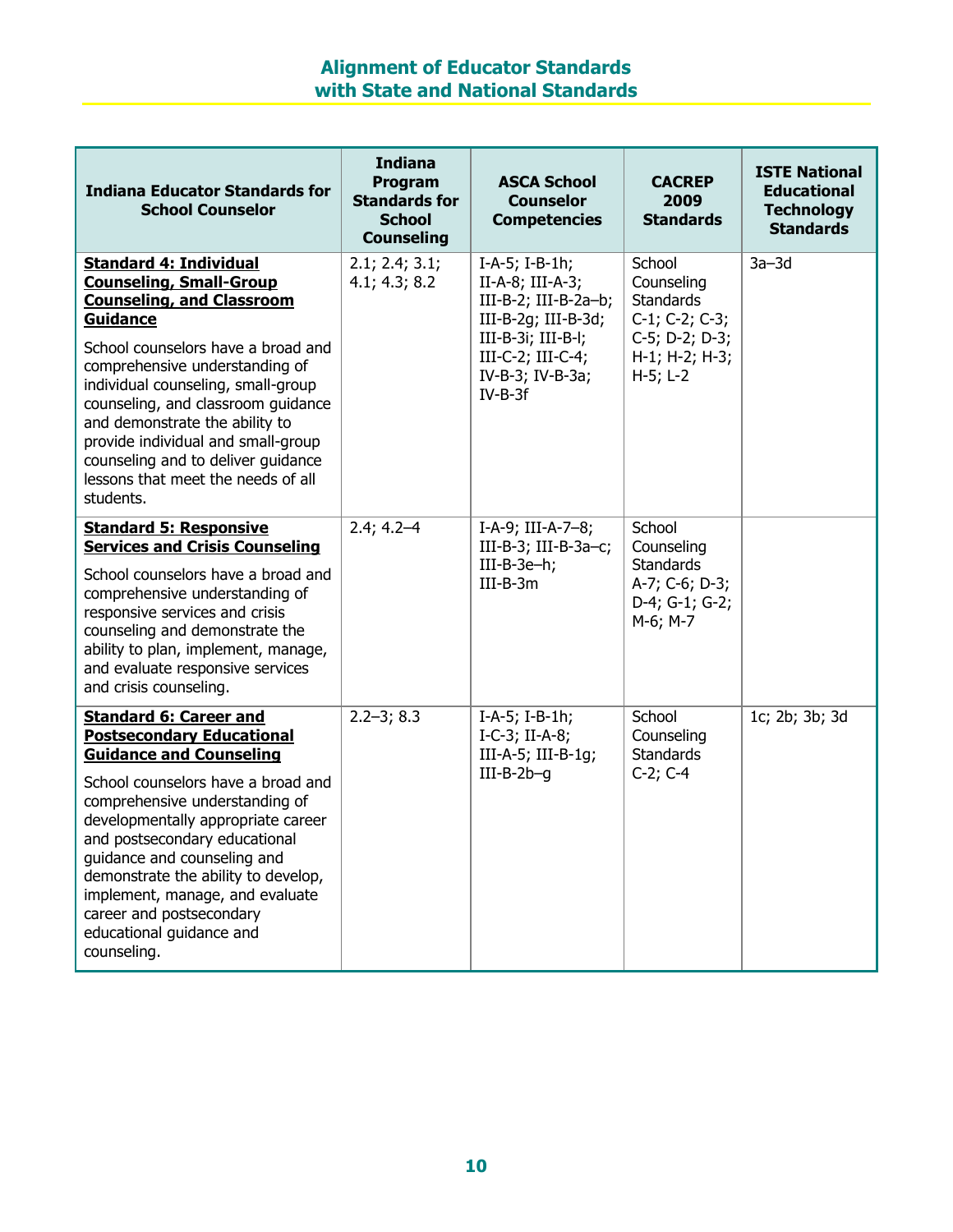## Alignment of Educator Standards with State and National Standards

| Indiana Educator Standards for School Counselor | Indiana Program Standards for School Counseling | ASCA School Counselor Competencies | CACREP 2009 Standards | ISTE National Educational Technology Standards |
|---|---|---|---|---|
| **Standard 4: Individual Counseling, Small-Group Counseling, and Classroom Guidance**<br><br>School counselors have a broad and comprehensive understanding of individual counseling, small-group counseling, and classroom guidance and demonstrate the ability to provide individual and small-group counseling and to deliver guidance lessons that meet the needs of all students. | 2.1; 2.4; 3.1; 4.1; 4.3; 8.2 | I-A-5; I-B-1h; II-A-8; III-A-3; III-B-2; III-B-2a–b; III-B-2g; III-B-3d; III-B-3i; III-B-l; III-C-2; III-C-4; IV-B-3; IV-B-3a; IV-B-3f | School Counseling Standards C-1; C-2; C-3; C-5; D-2; D-3; H-1; H-2; H-3; H-5; L-2 | 3a–3d |
| **Standard 5: Responsive Services and Crisis Counseling**<br><br>School counselors have a broad and comprehensive understanding of responsive services and crisis counseling and demonstrate the ability to plan, implement, manage, and evaluate responsive services and crisis counseling. | 2.4; 4.2–4 | I-A-9; III-A-7–8; III-B-3; III-B-3a–c; III-B-3e–h; III-B-3m | School Counseling Standards A-7; C-6; D-3; D-4; G-1; G-2; M-6; M-7 | |
| **Standard 6: Career and Postsecondary Educational Guidance and Counseling**<br><br>School counselors have a broad and comprehensive understanding of developmentally appropriate career and postsecondary educational guidance and counseling and demonstrate the ability to develop, implement, manage, and evaluate career and postsecondary educational guidance and counseling. | 2.2–3; 8.3 | I-A-5; I-B-1h; I-C-3; II-A-8; III-A-5; III-B-1g; III-B-2b–g | School Counseling Standards C-2; C-4 | 1c; 2b; 3b; 3d |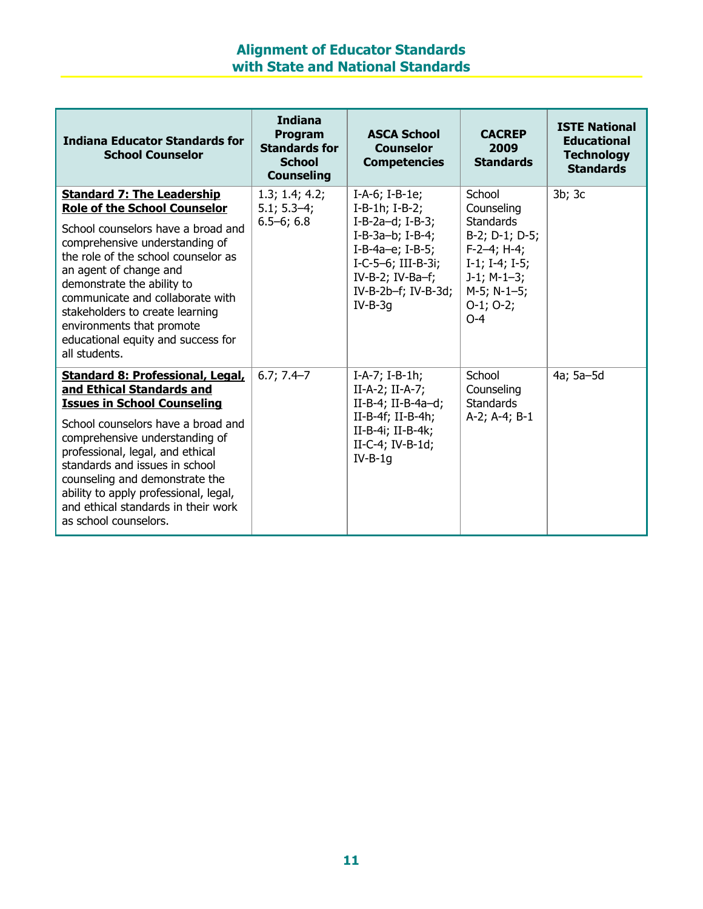## Alignment of Educator Standards with State and National Standards

| Indiana Educator Standards for School Counselor | Indiana Program Standards for School Counseling | ASCA School Counselor Competencies | CACREP 2009 Standards | ISTE National Educational Technology Standards |
|---|---|---|---|---|
| **Standard 7: The Leadership Role of the School Counselor**<br><br>School counselors have a broad and comprehensive understanding of the role of the school counselor as an agent of change and demonstrate the ability to communicate and collaborate with stakeholders to create learning environments that promote educational equity and success for all students. | 1.3; 1.4; 4.2; 5.1; 5.3–4; 6.5–6; 6.8 | I-A-6; I-B-1e; I-B-1h; I-B-2; I-B-2a–d; I-B-3; I-B-3a–b; I-B-4; I-B-4a–e; I-B-5; I-C-5–6; III-B-3i; IV-B-2; IV-Ba–f; IV-B-2b–f; IV-B-3d; IV-B-3g | School Counseling Standards B-2; D-1; D-5; F-2–4; H-4; I-1; I-4; I-5; J-1; M-1–3; M-5; N-1–5; O-1; O-2; O-4 | 3b; 3c |
| **Standard 8: Professional, Legal, and Ethical Standards and Issues in School Counseling**<br><br>School counselors have a broad and comprehensive understanding of professional, legal, and ethical standards and issues in school counseling and demonstrate the ability to apply professional, legal, and ethical standards in their work as school counselors. | 6.7; 7.4–7 | I-A-7; I-B-1h; II-A-2; II-A-7; II-B-4; II-B-4a–d; II-B-4f; II-B-4h; II-B-4i; II-B-4k; II-C-4; IV-B-1d; IV-B-1g | School Counseling Standards A-2; A-4; B-1 | 4a; 5a–5d |